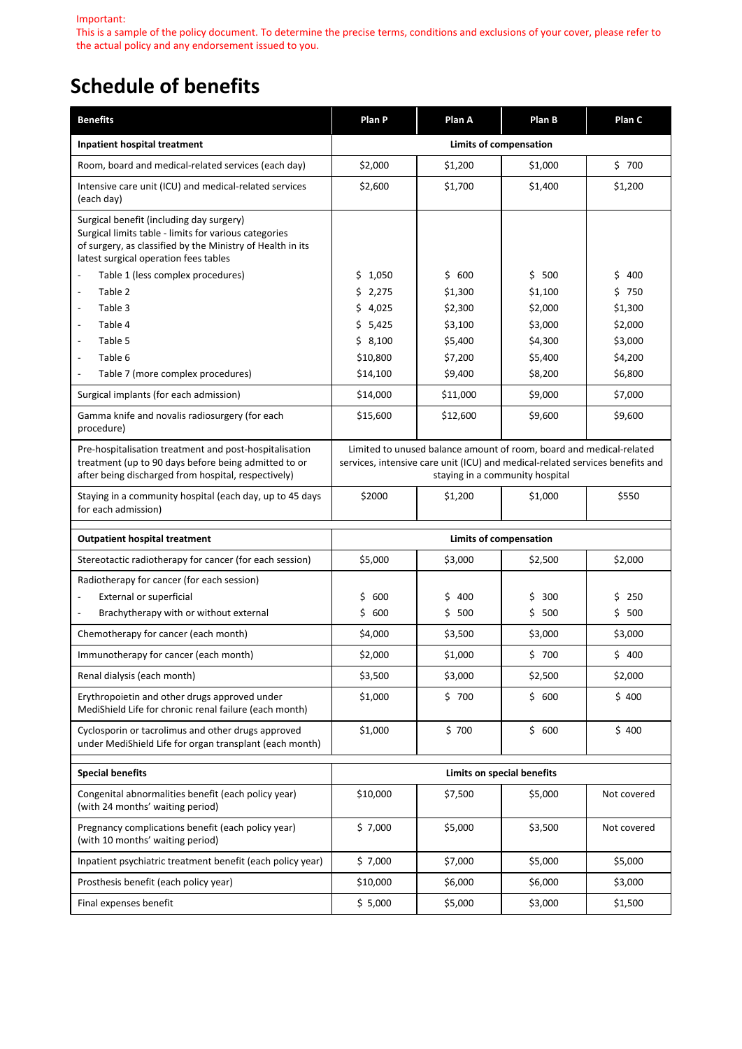Important:
This is a sample of the policy document. To determine the precise terms, conditions and exclusions of your cover, please refer to the actual policy and any endorsement issued to you.

# Schedule of benefits

| Benefits | Plan P | Plan A | Plan B | Plan C |
|---|---|---|---|---|
| **Inpatient hospital treatment** | **Limits of compensation** | | | |
| Room, board and medical-related services (each day) | $2,000 | $1,200 | $1,000 | $ 700 |
| Intensive care unit (ICU) and medical-related services (each day) | $2,600 | $1,700 | $1,400 | $1,200 |
| Surgical benefit (including day surgery) Surgical limits table - limits for various categories of surgery, as classified by the Ministry of Health in its latest surgical operation fees tables | | | | |
| - Table 1 (less complex procedures) | $ 1,050 | $ 600 | $ 500 | $ 400 |
| - Table 2 | $ 2,275 | $1,300 | $1,100 | $ 750 |
| - Table 3 | $ 4,025 | $2,300 | $2,000 | $1,300 |
| - Table 4 | $ 5,425 | $3,100 | $3,000 | $2,000 |
| - Table 5 | $ 8,100 | $5,400 | $4,300 | $3,000 |
| - Table 6 | $10,800 | $7,200 | $5,400 | $4,200 |
| - Table 7 (more complex procedures) | $14,100 | $9,400 | $8,200 | $6,800 |
| Surgical implants (for each admission) | $14,000 | $11,000 | $9,000 | $7,000 |
| Gamma knife and novalis radiosurgery (for each procedure) | $15,600 | $12,600 | $9,600 | $9,600 |
| Pre-hospitalisation treatment and post-hospitalisation treatment (up to 90 days before being admitted to or after being discharged from hospital, respectively) | Limited to unused balance amount of room, board and medical-related services, intensive care unit (ICU) and medical-related services benefits and staying in a community hospital | | | |
| Staying in a community hospital (each day, up to 45 days for each admission) | $2000 | $1,200 | $1,000 | $550 |
| **Outpatient hospital treatment** | **Limits of compensation** | | | |
| Stereotactic radiotherapy for cancer (for each session) | $5,000 | $3,000 | $2,500 | $2,000 |
| Radiotherapy for cancer (for each session) | | | | |
| - External or superficial | $ 600 | $ 400 | $ 300 | $ 250 |
| - Brachytherapy with or without external | $ 600 | $ 500 | $ 500 | $ 500 |
| Chemotherapy for cancer (each month) | $4,000 | $3,500 | $3,000 | $3,000 |
| Immunotherapy for cancer (each month) | $2,000 | $1,000 | $ 700 | $ 400 |
| Renal dialysis (each month) | $3,500 | $3,000 | $2,500 | $2,000 |
| Erythropoietin and other drugs approved under MediShield Life for chronic renal failure (each month) | $1,000 | $ 700 | $ 600 | $ 400 |
| Cyclosporin or tacrolimus and other drugs approved under MediShield Life for organ transplant (each month) | $1,000 | $ 700 | $ 600 | $ 400 |
| **Special benefits** | **Limits on special benefits** | | | |
| Congenital abnormalities benefit (each policy year) (with 24 months' waiting period) | $10,000 | $7,500 | $5,000 | Not covered |
| Pregnancy complications benefit (each policy year) (with 10 months' waiting period) | $ 7,000 | $5,000 | $3,500 | Not covered |
| Inpatient psychiatric treatment benefit (each policy year) | $ 7,000 | $7,000 | $5,000 | $5,000 |
| Prosthesis benefit (each policy year) | $10,000 | $6,000 | $6,000 | $3,000 |
| Final expenses benefit | $ 5,000 | $5,000 | $3,000 | $1,500 |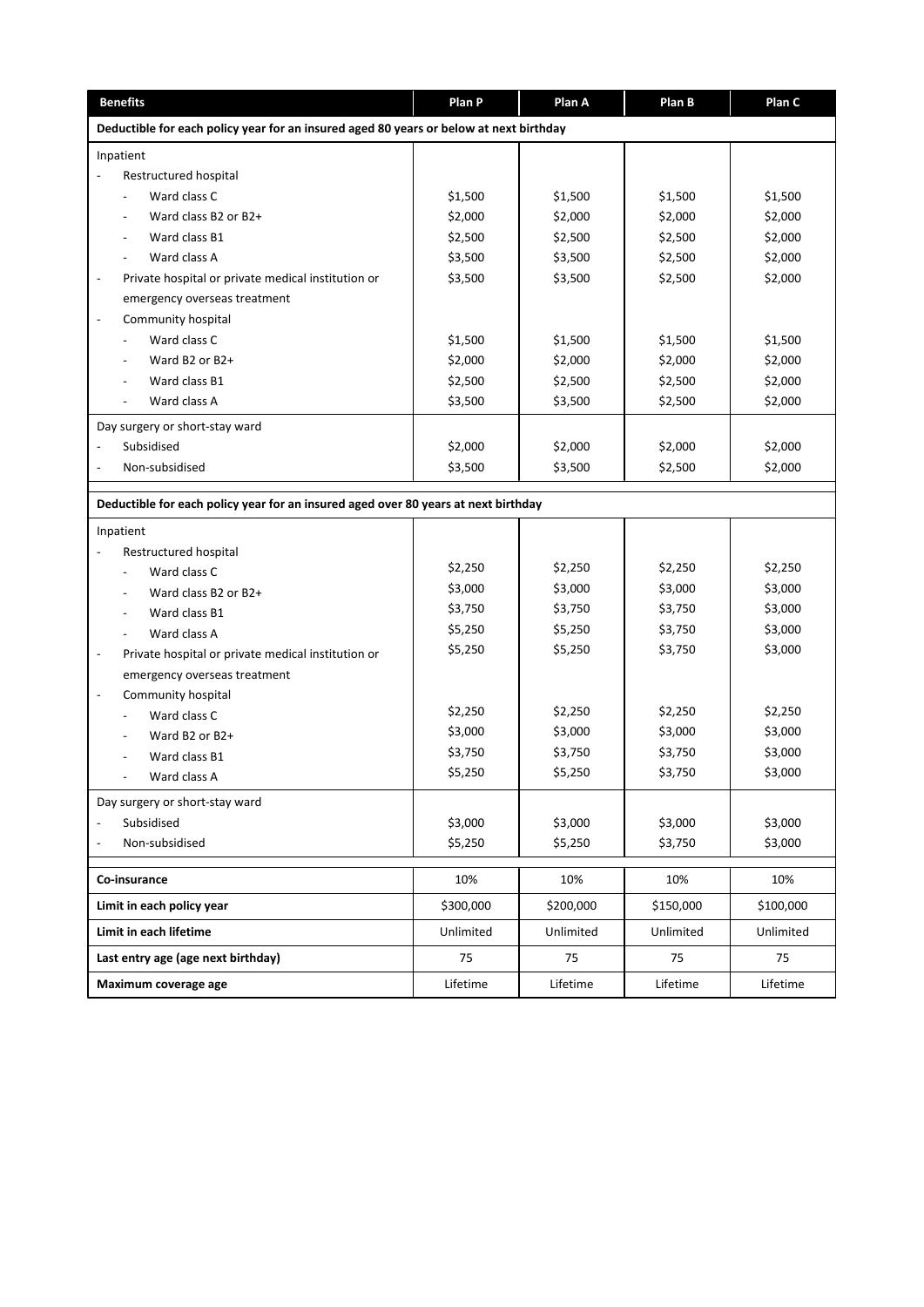| Benefits | Plan P | Plan A | Plan B | Plan C |
|---|---|---|---|---|
| **Deductible for each policy year for an insured aged 80 years or below at next birthday** | | | | |
| Inpatient | | | | |
| - Restructured hospital | | | | |
| - Ward class C | $1,500 | $1,500 | $1,500 | $1,500 |
| - Ward class B2 or B2+ | $2,000 | $2,000 | $2,000 | $2,000 |
| - Ward class B1 | $2,500 | $2,500 | $2,500 | $2,000 |
| - Ward class A | $3,500 | $3,500 | $2,500 | $2,000 |
| - Private hospital or private medical institution or emergency overseas treatment | $3,500 | $3,500 | $2,500 | $2,000 |
| - Community hospital | | | | |
| - Ward class C | $1,500 | $1,500 | $1,500 | $1,500 |
| - Ward B2 or B2+ | $2,000 | $2,000 | $2,000 | $2,000 |
| - Ward class B1 | $2,500 | $2,500 | $2,500 | $2,000 |
| - Ward class A | $3,500 | $3,500 | $2,500 | $2,000 |
| Day surgery or short-stay ward | | | | |
| - Subsidised | $2,000 | $2,000 | $2,000 | $2,000 |
| - Non-subsidised | $3,500 | $3,500 | $2,500 | $2,000 |
| **Deductible for each policy year for an insured aged over 80 years at next birthday** | | | | |
| Inpatient | | | | |
| - Restructured hospital | | | | |
| - Ward class C | $2,250 | $2,250 | $2,250 | $2,250 |
| - Ward class B2 or B2+ | $3,000 | $3,000 | $3,000 | $3,000 |
| - Ward class B1 | $3,750 | $3,750 | $3,750 | $3,000 |
| - Ward class A | $5,250 | $5,250 | $3,750 | $3,000 |
| - Private hospital or private medical institution or emergency overseas treatment | $5,250 | $5,250 | $3,750 | $3,000 |
| - Community hospital | | | | |
| - Ward class C | $2,250 | $2,250 | $2,250 | $2,250 |
| - Ward B2 or B2+ | $3,000 | $3,000 | $3,000 | $3,000 |
| - Ward class B1 | $3,750 | $3,750 | $3,750 | $3,000 |
| - Ward class A | $5,250 | $5,250 | $3,750 | $3,000 |
| Day surgery or short-stay ward | | | | |
| - Subsidised | $3,000 | $3,000 | $3,000 | $3,000 |
| - Non-subsidised | $5,250 | $5,250 | $3,750 | $3,000 |
| **Co-insurance** | 10% | 10% | 10% | 10% |
| **Limit in each policy year** | $300,000 | $200,000 | $150,000 | $100,000 |
| **Limit in each lifetime** | Unlimited | Unlimited | Unlimited | Unlimited |
| **Last entry age (age next birthday)** | 75 | 75 | 75 | 75 |
| **Maximum coverage age** | Lifetime | Lifetime | Lifetime | Lifetime |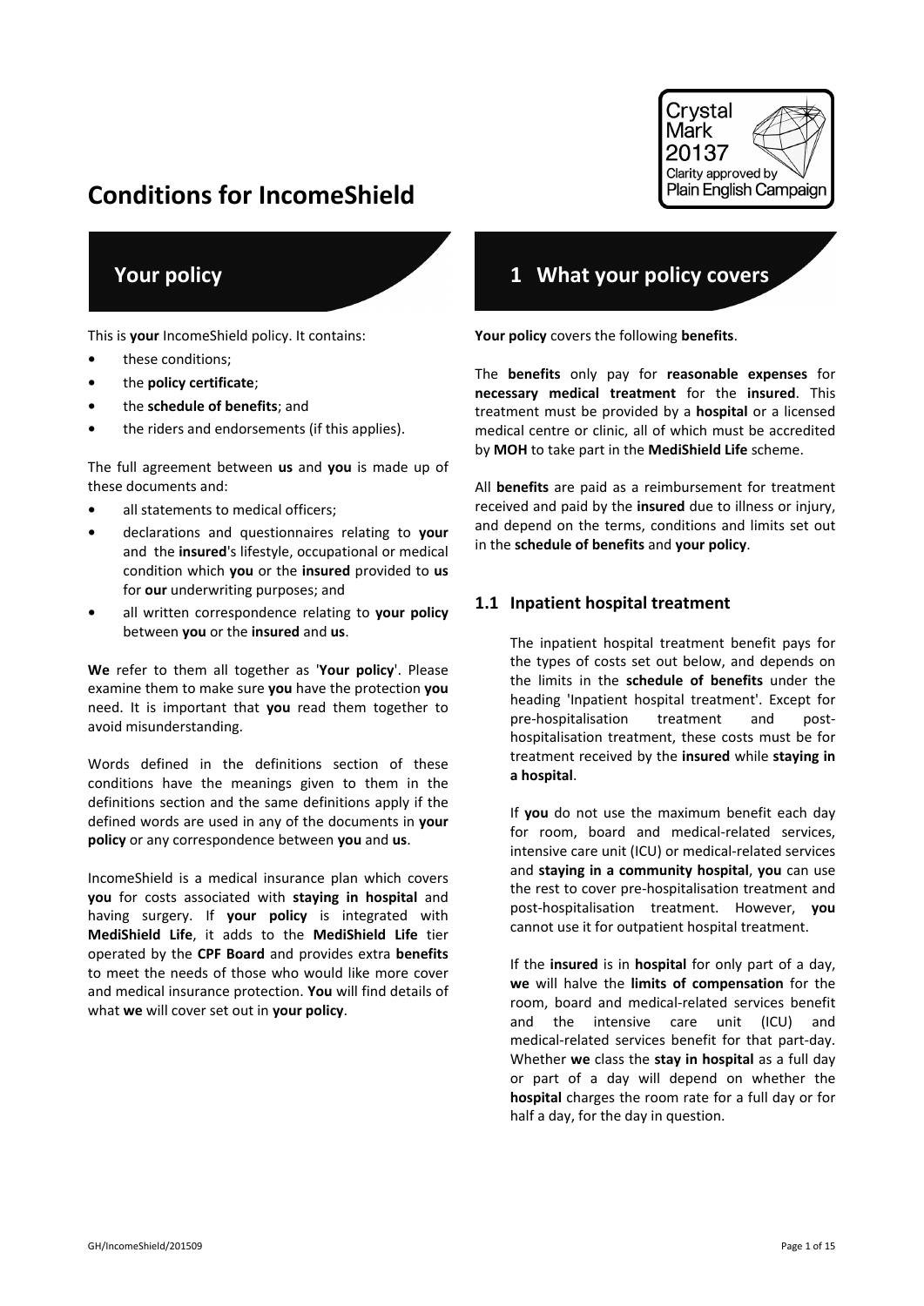# Conditions for IncomeShield

Crystal Mark 20137 Clarity approved by Plain English Campaign

## Your policy

This is **your** IncomeShield policy. It contains:

- these conditions;
- the **policy certificate**;
- the **schedule of benefits**; and
- the riders and endorsements (if this applies).

The full agreement between **us** and **you** is made up of these documents and:

- all statements to medical officers;
- declarations and questionnaires relating to **your** and the **insured**'s lifestyle, occupational or medical condition which **you** or the **insured** provided to **us** for **our** underwriting purposes; and
- all written correspondence relating to **your policy** between **you** or the **insured** and **us**.

**We** refer to them all together as '**Your policy**'. Please examine them to make sure **you** have the protection **you** need. It is important that **you** read them together to avoid misunderstanding.

Words defined in the definitions section of these conditions have the meanings given to them in the definitions section and the same definitions apply if the defined words are used in any of the documents in **your policy** or any correspondence between **you** and **us**.

IncomeShield is a medical insurance plan which covers **you** for costs associated with **staying in hospital** and having surgery. If **your policy** is integrated with **MediShield Life**, it adds to the **MediShield Life** tier operated by the **CPF Board** and provides extra **benefits** to meet the needs of those who would like more cover and medical insurance protection. **You** will find details of what **we** will cover set out in **your policy**.

## 1 What your policy covers

**Your policy** covers the following **benefits**.

The **benefits** only pay for **reasonable expenses** for **necessary medical treatment** for the **insured**. This treatment must be provided by a **hospital** or a licensed medical centre or clinic, all of which must be accredited by **MOH** to take part in the **MediShield Life** scheme.

All **benefits** are paid as a reimbursement for treatment received and paid by the **insured** due to illness or injury, and depend on the terms, conditions and limits set out in the **schedule of benefits** and **your policy**.

### 1.1 Inpatient hospital treatment

The inpatient hospital treatment benefit pays for the types of costs set out below, and depends on the limits in the **schedule of benefits** under the heading 'Inpatient hospital treatment'. Except for pre-hospitalisation treatment and post-hospitalisation treatment, these costs must be for treatment received by the **insured** while **staying in a hospital**.

If **you** do not use the maximum benefit each day for room, board and medical-related services, intensive care unit (ICU) or medical-related services and **staying in a community hospital**, **you** can use the rest to cover pre-hospitalisation treatment and post-hospitalisation treatment. However, **you** cannot use it for outpatient hospital treatment.

If the **insured** is in **hospital** for only part of a day, **we** will halve the **limits of compensation** for the room, board and medical-related services benefit and the intensive care unit (ICU) and medical-related services benefit for that part-day. Whether **we** class the **stay in hospital** as a full day or part of a day will depend on whether the **hospital** charges the room rate for a full day or for half a day, for the day in question.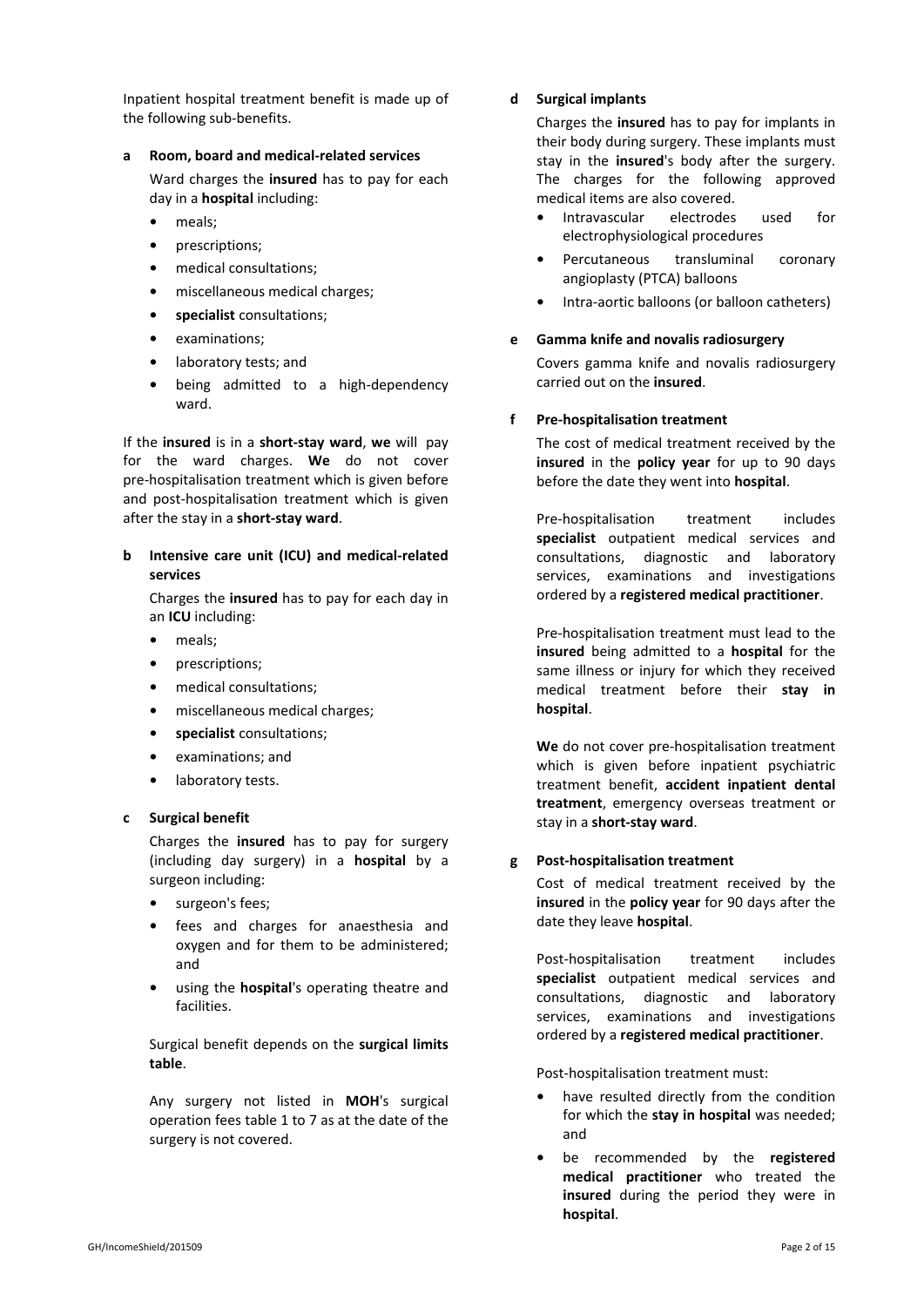Inpatient hospital treatment benefit is made up of the following sub-benefits.

**a Room, board and medical-related services**

Ward charges the **insured** has to pay for each day in a **hospital** including:

- meals;
- prescriptions;
- medical consultations;
- miscellaneous medical charges;
- **specialist** consultations;
- examinations;
- laboratory tests; and
- being admitted to a high-dependency ward.

If the **insured** is in a **short-stay ward**, **we** will pay for the ward charges. **We** do not cover pre-hospitalisation treatment which is given before and post-hospitalisation treatment which is given after the stay in a **short-stay ward**.

**b Intensive care unit (ICU) and medical-related services**

Charges the **insured** has to pay for each day in an **ICU** including:

- meals;
- prescriptions;
- medical consultations;
- miscellaneous medical charges;
- **specialist** consultations;
- examinations; and
- laboratory tests.

**c Surgical benefit**

Charges the **insured** has to pay for surgery (including day surgery) in a **hospital** by a surgeon including:

- surgeon's fees;
- fees and charges for anaesthesia and oxygen and for them to be administered; and
- using the **hospital**'s operating theatre and facilities.

Surgical benefit depends on the **surgical limits table**.

Any surgery not listed in **MOH**'s surgical operation fees table 1 to 7 as at the date of the surgery is not covered.

**d Surgical implants**

Charges the **insured** has to pay for implants in their body during surgery. These implants must stay in the **insured**'s body after the surgery. The charges for the following approved medical items are also covered.

- Intravascular electrodes used for electrophysiological procedures
- Percutaneous transluminal coronary angioplasty (PTCA) balloons
- Intra-aortic balloons (or balloon catheters)

**e Gamma knife and novalis radiosurgery**

Covers gamma knife and novalis radiosurgery carried out on the **insured**.

**f Pre-hospitalisation treatment**

The cost of medical treatment received by the **insured** in the **policy year** for up to 90 days before the date they went into **hospital**.

Pre-hospitalisation treatment includes **specialist** outpatient medical services and consultations, diagnostic and laboratory services, examinations and investigations ordered by a **registered medical practitioner**.

Pre-hospitalisation treatment must lead to the **insured** being admitted to a **hospital** for the same illness or injury for which they received medical treatment before their **stay in hospital**.

**We** do not cover pre-hospitalisation treatment which is given before inpatient psychiatric treatment benefit, **accident inpatient dental treatment**, emergency overseas treatment or stay in a **short-stay ward**.

**g Post-hospitalisation treatment**

Cost of medical treatment received by the **insured** in the **policy year** for 90 days after the date they leave **hospital**.

Post-hospitalisation treatment includes **specialist** outpatient medical services and consultations, diagnostic and laboratory services, examinations and investigations ordered by a **registered medical practitioner**.

Post-hospitalisation treatment must:

- have resulted directly from the condition for which the **stay in hospital** was needed; and
- be recommended by the **registered medical practitioner** who treated the **insured** during the period they were in **hospital**.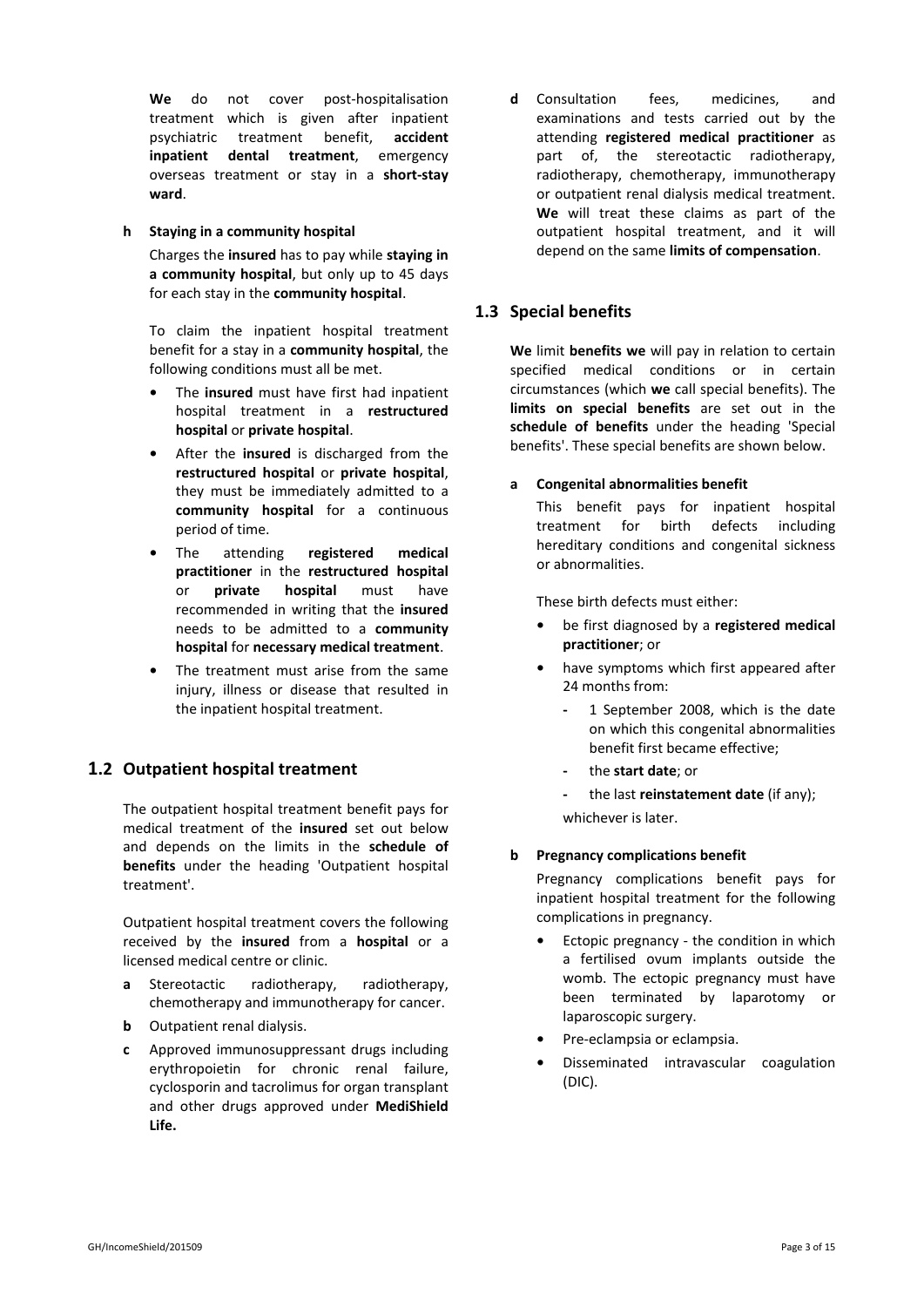**We** do not cover post-hospitalisation treatment which is given after inpatient psychiatric treatment benefit, **accident inpatient dental treatment**, emergency overseas treatment or stay in a **short-stay ward**.

**h Staying in a community hospital**

Charges the **insured** has to pay while **staying in a community hospital**, but only up to 45 days for each stay in the **community hospital**.

To claim the inpatient hospital treatment benefit for a stay in a **community hospital**, the following conditions must all be met.

- The **insured** must have first had inpatient hospital treatment in a **restructured hospital** or **private hospital**.
- After the **insured** is discharged from the **restructured hospital** or **private hospital**, they must be immediately admitted to a **community hospital** for a continuous period of time.
- The attending **registered medical practitioner** in the **restructured hospital** or **private hospital** must have recommended in writing that the **insured** needs to be admitted to a **community hospital** for **necessary medical treatment**.
- The treatment must arise from the same injury, illness or disease that resulted in the inpatient hospital treatment.

## 1.2 Outpatient hospital treatment

The outpatient hospital treatment benefit pays for medical treatment of the **insured** set out below and depends on the limits in the **schedule of benefits** under the heading 'Outpatient hospital treatment'.

Outpatient hospital treatment covers the following received by the **insured** from a **hospital** or a licensed medical centre or clinic.

**a** Stereotactic radiotherapy, radiotherapy, chemotherapy and immunotherapy for cancer.

**b** Outpatient renal dialysis.

**c** Approved immunosuppressant drugs including erythropoietin for chronic renal failure, cyclosporin and tacrolimus for organ transplant and other drugs approved under **MediShield Life.**

**d** Consultation fees, medicines, and examinations and tests carried out by the attending **registered medical practitioner** as part of, the stereotactic radiotherapy, radiotherapy, chemotherapy, immunotherapy or outpatient renal dialysis medical treatment. **We** will treat these claims as part of the outpatient hospital treatment, and it will depend on the same **limits of compensation**.

## 1.3 Special benefits

**We** limit **benefits we** will pay in relation to certain specified medical conditions or in certain circumstances (which **we** call special benefits). The **limits on special benefits** are set out in the **schedule of benefits** under the heading 'Special benefits'. These special benefits are shown below.

**a Congenital abnormalities benefit**

This benefit pays for inpatient hospital treatment for birth defects including hereditary conditions and congenital sickness or abnormalities.

These birth defects must either:

- be first diagnosed by a **registered medical practitioner**; or
- have symptoms which first appeared after 24 months from:
  - 1 September 2008, which is the date on which this congenital abnormalities benefit first became effective;
  - the **start date**; or
  - the last **reinstatement date** (if any);

  whichever is later.

**b Pregnancy complications benefit**

Pregnancy complications benefit pays for inpatient hospital treatment for the following complications in pregnancy.

- Ectopic pregnancy - the condition in which a fertilised ovum implants outside the womb. The ectopic pregnancy must have been terminated by laparotomy or laparoscopic surgery.
- Pre-eclampsia or eclampsia.
- Disseminated intravascular coagulation (DIC).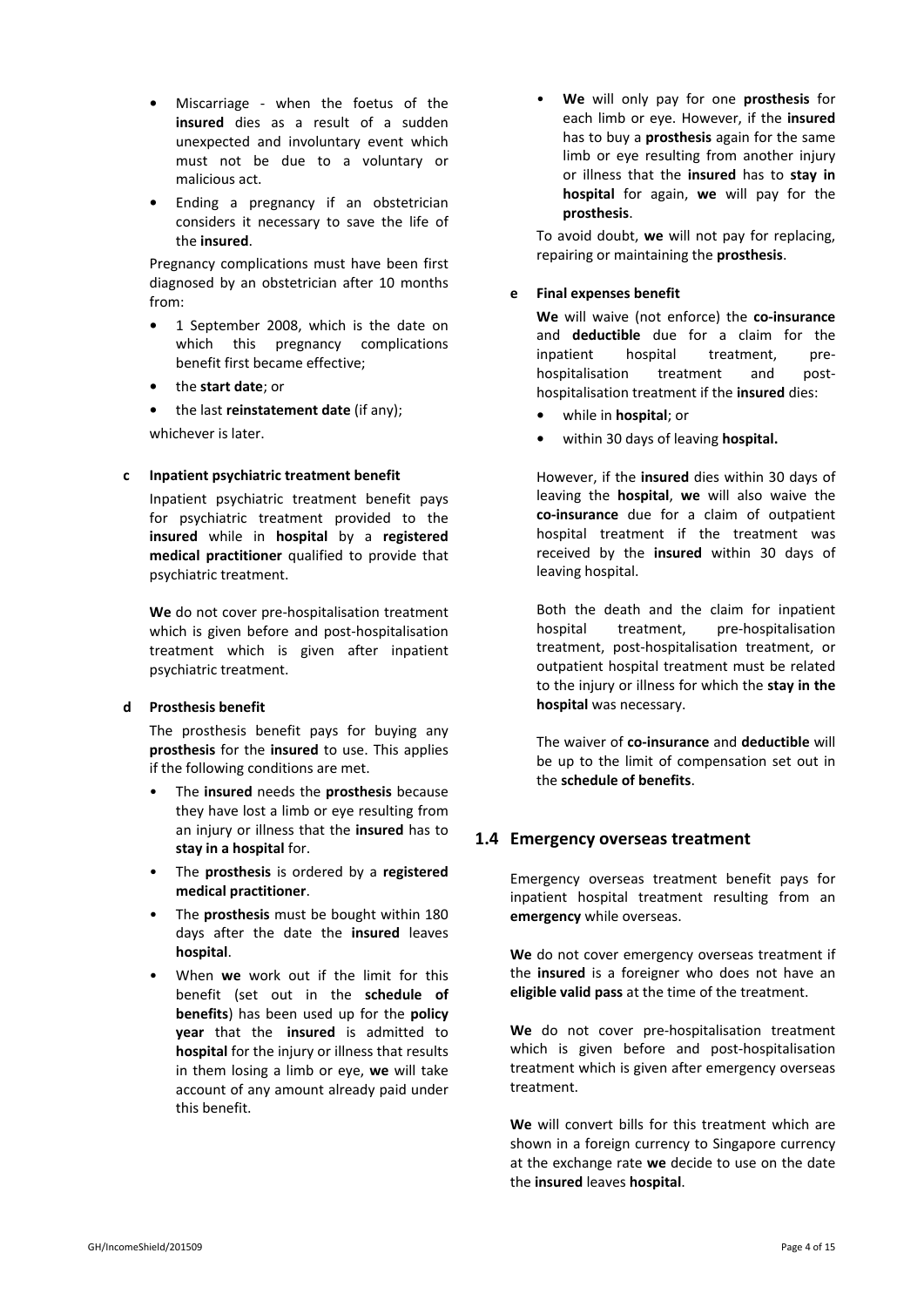- Miscarriage - when the foetus of the **insured** dies as a result of a sudden unexpected and involuntary event which must not be due to a voluntary or malicious act.
- Ending a pregnancy if an obstetrician considers it necessary to save the life of the **insured**.

Pregnancy complications must have been first diagnosed by an obstetrician after 10 months from:

- 1 September 2008, which is the date on which this pregnancy complications benefit first became effective;
- the **start date**; or
- the last **reinstatement date** (if any);

whichever is later.

**c Inpatient psychiatric treatment benefit**

Inpatient psychiatric treatment benefit pays for psychiatric treatment provided to the **insured** while in **hospital** by a **registered medical practitioner** qualified to provide that psychiatric treatment.

**We** do not cover pre-hospitalisation treatment which is given before and post-hospitalisation treatment which is given after inpatient psychiatric treatment.

**d Prosthesis benefit**

The prosthesis benefit pays for buying any **prosthesis** for the **insured** to use. This applies if the following conditions are met.

- The **insured** needs the **prosthesis** because they have lost a limb or eye resulting from an injury or illness that the **insured** has to **stay in a hospital** for.
- The **prosthesis** is ordered by a **registered medical practitioner**.
- The **prosthesis** must be bought within 180 days after the date the **insured** leaves **hospital**.
- When **we** work out if the limit for this benefit (set out in the **schedule of benefits**) has been used up for the **policy year** that the **insured** is admitted to **hospital** for the injury or illness that results in them losing a limb or eye, **we** will take account of any amount already paid under this benefit.
- **We** will only pay for one **prosthesis** for each limb or eye. However, if the **insured** has to buy a **prosthesis** again for the same limb or eye resulting from another injury or illness that the **insured** has to **stay in hospital** for again, **we** will pay for the **prosthesis**.

To avoid doubt, **we** will not pay for replacing, repairing or maintaining the **prosthesis**.

**e Final expenses benefit**

**We** will waive (not enforce) the **co-insurance** and **deductible** due for a claim for the inpatient hospital treatment, pre-hospitalisation treatment and post-hospitalisation treatment if the **insured** dies:

- while in **hospital**; or
- within 30 days of leaving **hospital.**

However, if the **insured** dies within 30 days of leaving the **hospital**, **we** will also waive the **co-insurance** due for a claim of outpatient hospital treatment if the treatment was received by the **insured** within 30 days of leaving hospital.

Both the death and the claim for inpatient hospital treatment, pre-hospitalisation treatment, post-hospitalisation treatment, or outpatient hospital treatment must be related to the injury or illness for which the **stay in the hospital** was necessary.

The waiver of **co-insurance** and **deductible** will be up to the limit of compensation set out in the **schedule of benefits**.

## 1.4 Emergency overseas treatment

Emergency overseas treatment benefit pays for inpatient hospital treatment resulting from an **emergency** while overseas.

**We** do not cover emergency overseas treatment if the **insured** is a foreigner who does not have an **eligible valid pass** at the time of the treatment.

**We** do not cover pre-hospitalisation treatment which is given before and post-hospitalisation treatment which is given after emergency overseas treatment.

**We** will convert bills for this treatment which are shown in a foreign currency to Singapore currency at the exchange rate **we** decide to use on the date the **insured** leaves **hospital**.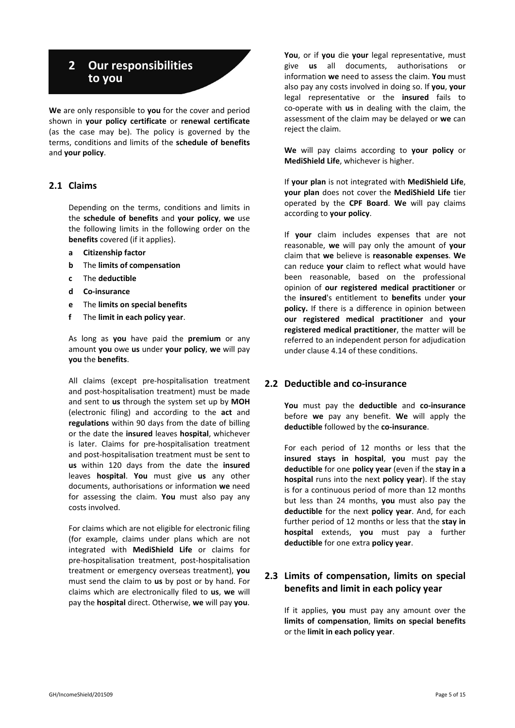# 2 Our responsibilities to you

**We** are only responsible to **you** for the cover and period shown in **your policy certificate** or **renewal certificate** (as the case may be). The policy is governed by the terms, conditions and limits of the **schedule of benefits** and **your policy**.

## 2.1 Claims

Depending on the terms, conditions and limits in the **schedule of benefits** and **your policy**, **we** use the following limits in the following order on the **benefits** covered (if it applies).

- **a** **Citizenship factor**
- **b** The **limits of compensation**
- **c** The **deductible**
- **d** **Co-insurance**
- **e** The **limits on special benefits**
- **f** The **limit in each policy year**.

As long as **you** have paid the **premium** or any amount **you** owe **us** under **your policy**, **we** will pay **you** the **benefits**.

All claims (except pre-hospitalisation treatment and post-hospitalisation treatment) must be made and sent to **us** through the system set up by **MOH** (electronic filing) and according to the **act** and **regulations** within 90 days from the date of billing or the date the **insured** leaves **hospital**, whichever is later. Claims for pre-hospitalisation treatment and post-hospitalisation treatment must be sent to **us** within 120 days from the date the **insured** leaves **hospital**. **You** must give **us** any other documents, authorisations or information **we** need for assessing the claim. **You** must also pay any costs involved.

For claims which are not eligible for electronic filing (for example, claims under plans which are not integrated with **MediShield Life** or claims for pre-hospitalisation treatment, post-hospitalisation treatment or emergency overseas treatment), **you** must send the claim to **us** by post or by hand. For claims which are electronically filed to **us**, **we** will pay the **hospital** direct. Otherwise, **we** will pay **you**.

**You**, or if **you** die **your** legal representative, must give **us** all documents, authorisations or information **we** need to assess the claim. **You** must also pay any costs involved in doing so. If **you**, **your** legal representative or the **insured** fails to co-operate with **us** in dealing with the claim, the assessment of the claim may be delayed or **we** can reject the claim.

**We** will pay claims according to **your policy** or **MediShield Life**, whichever is higher.

If **your plan** is not integrated with **MediShield Life**, **your plan** does not cover the **MediShield Life** tier operated by the **CPF Board**. **We** will pay claims according to **your policy**.

If **your** claim includes expenses that are not reasonable, **we** will pay only the amount of **your** claim that **we** believe is **reasonable expenses**. **We** can reduce **your** claim to reflect what would have been reasonable, based on the professional opinion of **our registered medical practitioner** or the **insured**'s entitlement to **benefits** under **your policy.** If there is a difference in opinion between **our registered medical practitioner** and **your registered medical practitioner**, the matter will be referred to an independent person for adjudication under clause 4.14 of these conditions.

## 2.2 Deductible and co-insurance

**You** must pay the **deductible** and **co-insurance** before **we** pay any benefit. **We** will apply the **deductible** followed by the **co-insurance**.

For each period of 12 months or less that the **insured stays in hospital**, **you** must pay the **deductible** for one **policy year** (even if the **stay in a hospital** runs into the next **policy year**). If the stay is for a continuous period of more than 12 months but less than 24 months, **you** must also pay the **deductible** for the next **policy year**. And, for each further period of 12 months or less that the **stay in hospital** extends, **you** must pay a further **deductible** for one extra **policy year**.

## 2.3 Limits of compensation, limits on special benefits and limit in each policy year

If it applies, **you** must pay any amount over the **limits of compensation**, **limits on special benefits** or the **limit in each policy year**.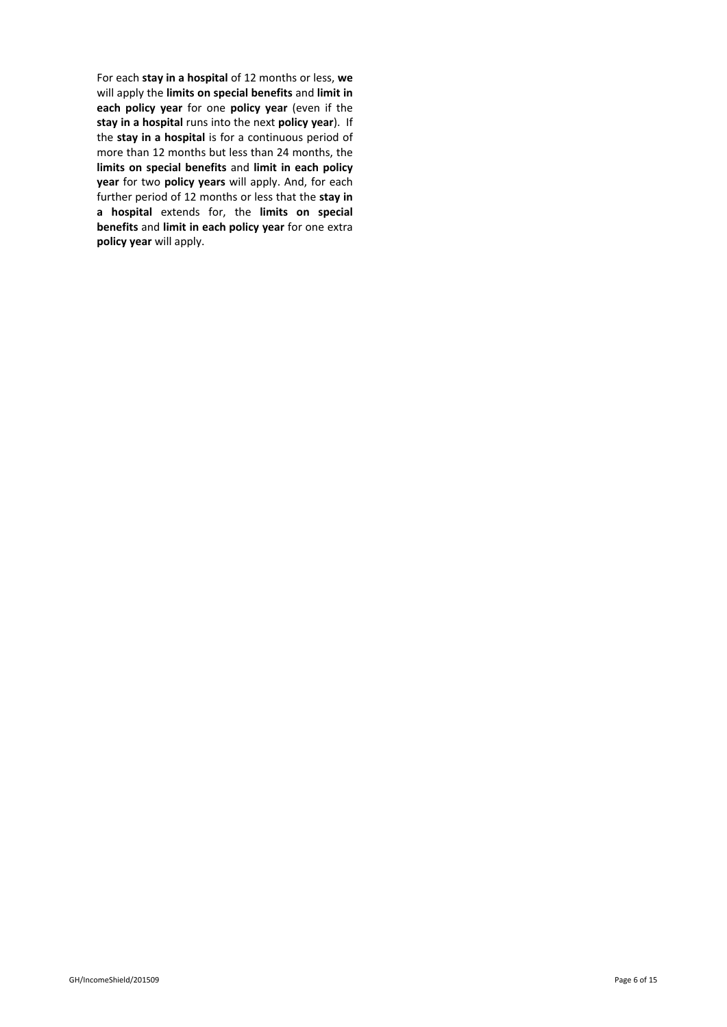For each **stay in a hospital** of 12 months or less, **we** will apply the **limits on special benefits** and **limit in each policy year** for one **policy year** (even if the **stay in a hospital** runs into the next **policy year**). If the **stay in a hospital** is for a continuous period of more than 12 months but less than 24 months, the **limits on special benefits** and **limit in each policy year** for two **policy years** will apply. And, for each further period of 12 months or less that the **stay in a hospital** extends for, the **limits on special benefits** and **limit in each policy year** for one extra **policy year** will apply.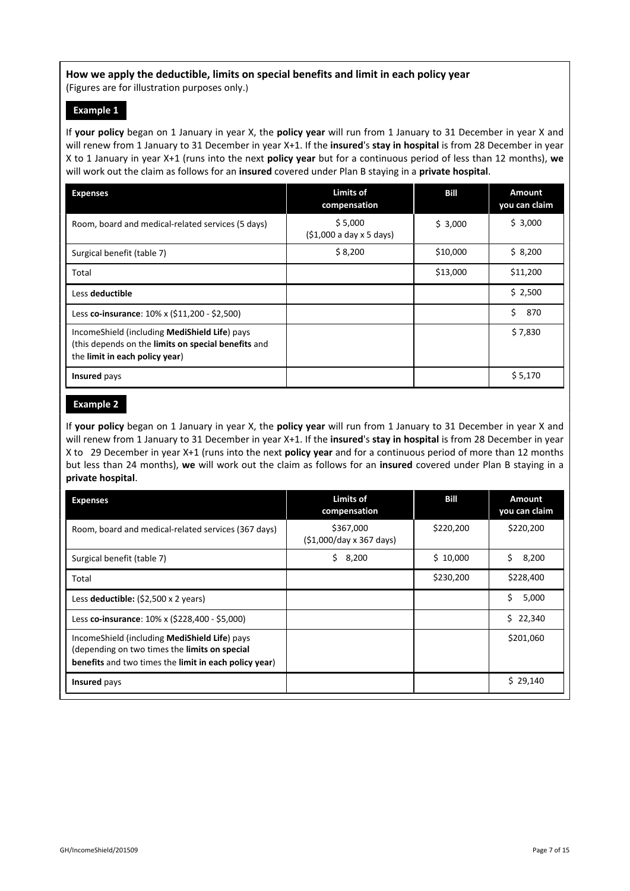### How we apply the deductible, limits on special benefits and limit in each policy year

(Figures are for illustration purposes only.)

**Example 1**

If **your policy** began on 1 January in year X, the **policy year** will run from 1 January to 31 December in year X and will renew from 1 January to 31 December in year X+1. If the **insured**'s **stay in hospital** is from 28 December in year X to 1 January in year X+1 (runs into the next **policy year** but for a continuous period of less than 12 months), **we** will work out the claim as follows for an **insured** covered under Plan B staying in a **private hospital**.

| Expenses | Limits of compensation | Bill | Amount you can claim |
|---|---|---|---|
| Room, board and medical-related services (5 days) | $ 5,000 ($1,000 a day x 5 days) | $ 3,000 | $ 3,000 |
| Surgical benefit (table 7) | $ 8,200 | $10,000 | $ 8,200 |
| Total | | $13,000 | $11,200 |
| Less **deductible** | | | $ 2,500 |
| Less **co-insurance**: 10% x ($11,200 - $2,500) | | | $ 870 |
| IncomeShield (including **MediShield Life**) pays (this depends on the **limits on special benefits** and the **limit in each policy year**) | | | $ 7,830 |
| **Insured** pays | | | $ 5,170 |

**Example 2**

If **your policy** began on 1 January in year X, the **policy year** will run from 1 January to 31 December in year X and will renew from 1 January to 31 December in year X+1. If the **insured**'s **stay in hospital** is from 28 December in year X to 29 December in year X+1 (runs into the next **policy year** and for a continuous period of more than 12 months but less than 24 months), **we** will work out the claim as follows for an **insured** covered under Plan B staying in a **private hospital**.

| Expenses | Limits of compensation | Bill | Amount you can claim |
|---|---|---|---|
| Room, board and medical-related services (367 days) | $367,000 ($1,000/day x 367 days) | $220,200 | $220,200 |
| Surgical benefit (table 7) | $ 8,200 | $ 10,000 | $ 8,200 |
| Total | | $230,200 | $228,400 |
| Less **deductible:** ($2,500 x 2 years) | | | $ 5,000 |
| Less **co-insurance**: 10% x ($228,400 - $5,000) | | | $ 22,340 |
| IncomeShield (including **MediShield Life**) pays (depending on two times the **limits on special benefits** and two times the **limit in each policy year**) | | | $201,060 |
| **Insured** pays | | | $ 29,140 |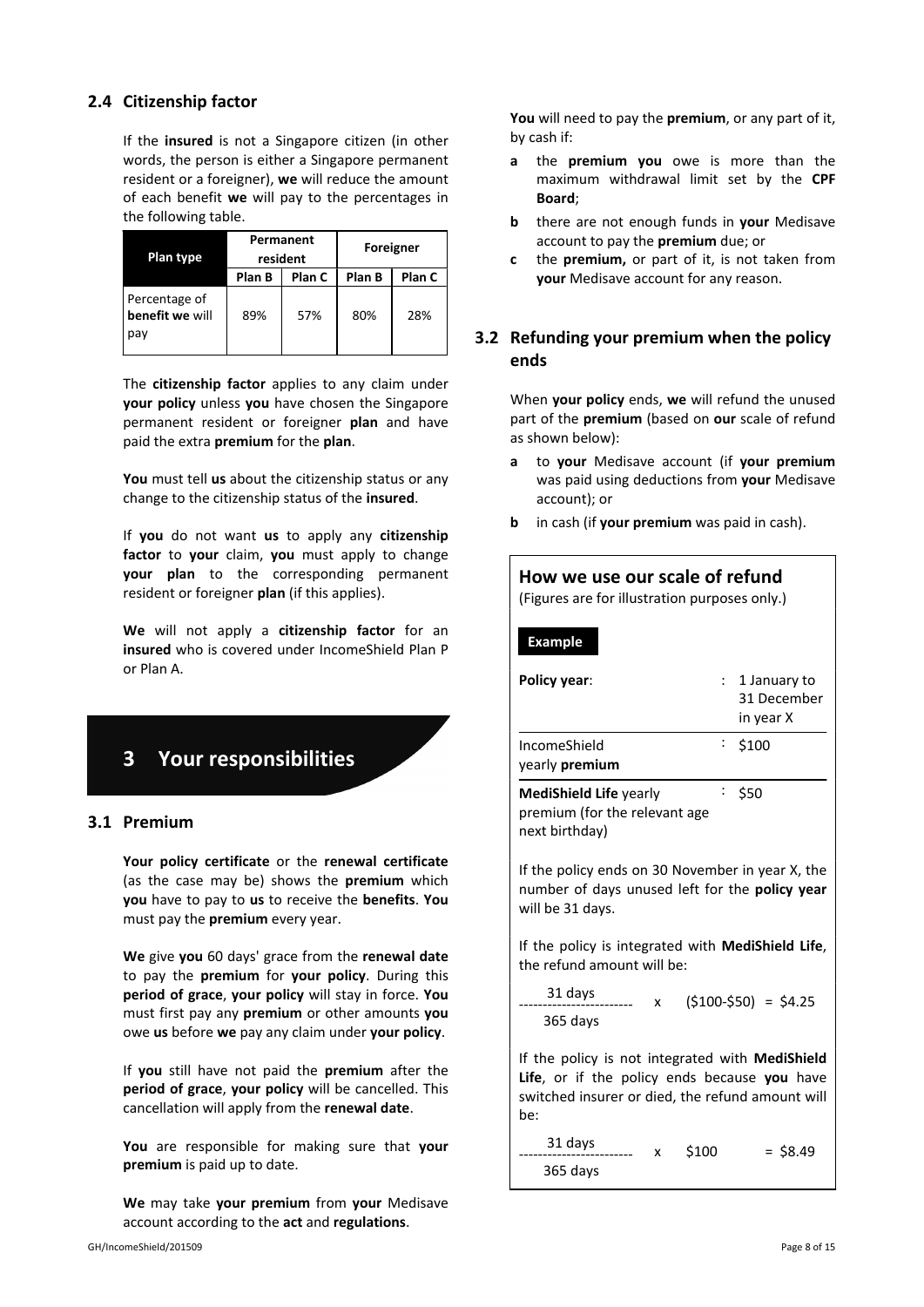## 2.4 Citizenship factor

If the **insured** is not a Singapore citizen (in other words, the person is either a Singapore permanent resident or a foreigner), **we** will reduce the amount of each benefit **we** will pay to the percentages in the following table.

| Plan type | Permanent resident | | Foreigner | |
|---|---|---|---|---|
| | Plan B | Plan C | Plan B | Plan C |
| Percentage of **benefit we** will pay | 89% | 57% | 80% | 28% |

The **citizenship factor** applies to any claim under **your policy** unless **you** have chosen the Singapore permanent resident or foreigner **plan** and have paid the extra **premium** for the **plan**.

**You** must tell **us** about the citizenship status or any change to the citizenship status of the **insured**.

If **you** do not want **us** to apply any **citizenship factor** to **your** claim, **you** must apply to change **your plan** to the corresponding permanent resident or foreigner **plan** (if this applies).

**We** will not apply a **citizenship factor** for an **insured** who is covered under IncomeShield Plan P or Plan A.

# 3 Your responsibilities

## 3.1 Premium

**Your policy certificate** or the **renewal certificate** (as the case may be) shows the **premium** which **you** have to pay to **us** to receive the **benefits**. **You** must pay the **premium** every year.

**We** give **you** 60 days' grace from the **renewal date** to pay the **premium** for **your policy**. During this **period of grace**, **your policy** will stay in force. **You** must first pay any **premium** or other amounts **you** owe **us** before **we** pay any claim under **your policy**.

If **you** still have not paid the **premium** after the **period of grace**, **your policy** will be cancelled. This cancellation will apply from the **renewal date**.

**You** are responsible for making sure that **your premium** is paid up to date.

**We** may take **your premium** from **your** Medisave account according to the **act** and **regulations**.

**You** will need to pay the **premium**, or any part of it, by cash if:

- **a** the **premium you** owe is more than the maximum withdrawal limit set by the **CPF Board**;
- **b** there are not enough funds in **your** Medisave account to pay the **premium** due; or
- **c** the **premium,** or part of it, is not taken from **your** Medisave account for any reason.

## 3.2 Refunding your premium when the policy ends

When **your policy** ends, **we** will refund the unused part of the **premium** (based on **our** scale of refund as shown below):

- **a** to **your** Medisave account (if **your premium** was paid using deductions from **your** Medisave account); or
- **b** in cash (if **your premium** was paid in cash).

### How we use our scale of refund

(Figures are for illustration purposes only.)

**Example**

| | | |
|---|---|---|
| **Policy year**: | : | 1 January to 31 December in year X |
| IncomeShield yearly **premium** | : | $100 |
| **MediShield Life** yearly premium (for the relevant age next birthday) | : | $50 |

If the policy ends on 30 November in year X, the number of days unused left for the **policy year** will be 31 days.

If the policy is integrated with **MediShield Life**, the refund amount will be:

$$\frac{31 \text{ days}}{365 \text{ days}} \times (\$100 - \$50) = \$4.25$$

If the policy is not integrated with **MediShield Life**, or if the policy ends because **you** have switched insurer or died, the refund amount will be:

$$\frac{31 \text{ days}}{365 \text{ days}} \times \$100 = \$8.49$$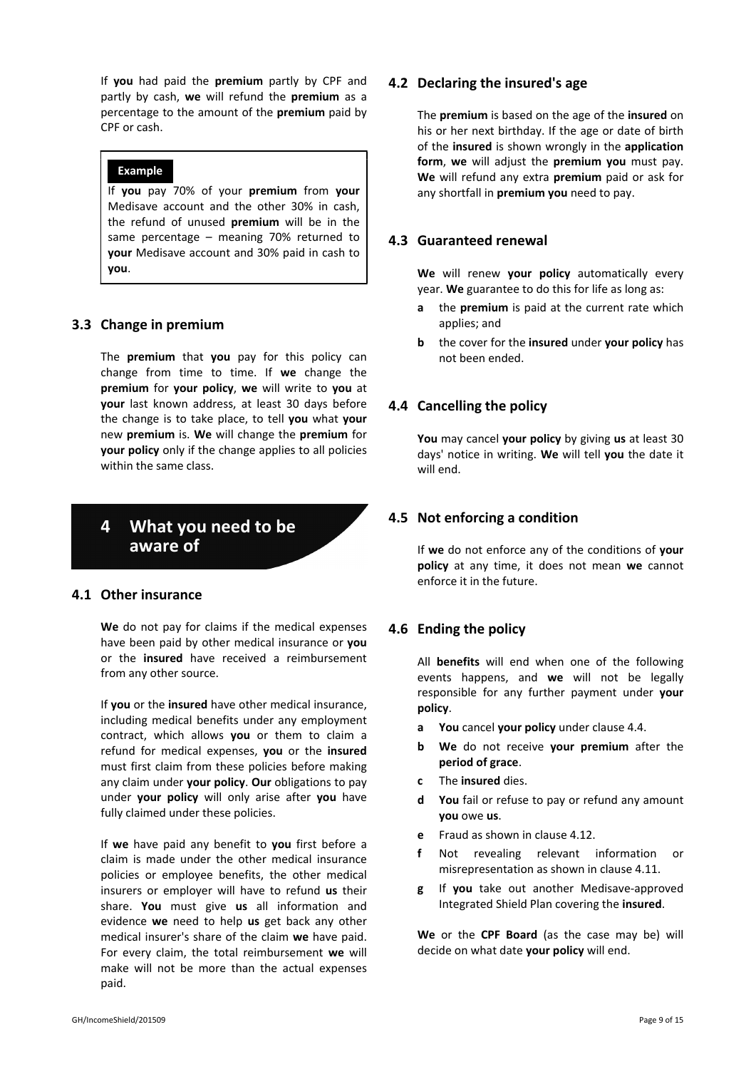If **you** had paid the **premium** partly by CPF and partly by cash, **we** will refund the **premium** as a percentage to the amount of the **premium** paid by CPF or cash.

> **Example**
>
> If **you** pay 70% of your **premium** from **your** Medisave account and the other 30% in cash, the refund of unused **premium** will be in the same percentage – meaning 70% returned to **your** Medisave account and 30% paid in cash to **you**.

### 3.3 Change in premium

The **premium** that **you** pay for this policy can change from time to time. If **we** change the **premium** for **your policy**, **we** will write to **you** at **your** last known address, at least 30 days before the change is to take place, to tell **you** what **your** new **premium** is. **We** will change the **premium** for **your policy** only if the change applies to all policies within the same class.

## 4 What you need to be aware of

### 4.1 Other insurance

**We** do not pay for claims if the medical expenses have been paid by other medical insurance or **you** or the **insured** have received a reimbursement from any other source.

If **you** or the **insured** have other medical insurance, including medical benefits under any employment contract, which allows **you** or them to claim a refund for medical expenses, **you** or the **insured** must first claim from these policies before making any claim under **your policy**. **Our** obligations to pay under **your policy** will only arise after **you** have fully claimed under these policies.

If **we** have paid any benefit to **you** first before a claim is made under the other medical insurance policies or employee benefits, the other medical insurers or employer will have to refund **us** their share. **You** must give **us** all information and evidence **we** need to help **us** get back any other medical insurer's share of the claim **we** have paid. For every claim, the total reimbursement **we** will make will not be more than the actual expenses paid.

### 4.2 Declaring the insured's age

The **premium** is based on the age of the **insured** on his or her next birthday. If the age or date of birth of the **insured** is shown wrongly in the **application form**, **we** will adjust the **premium you** must pay. **We** will refund any extra **premium** paid or ask for any shortfall in **premium you** need to pay.

### 4.3 Guaranteed renewal

**We** will renew **your policy** automatically every year. **We** guarantee to do this for life as long as:

- **a** the **premium** is paid at the current rate which applies; and
- **b** the cover for the **insured** under **your policy** has not been ended.

### 4.4 Cancelling the policy

**You** may cancel **your policy** by giving **us** at least 30 days' notice in writing. **We** will tell **you** the date it will end.

### 4.5 Not enforcing a condition

If **we** do not enforce any of the conditions of **your policy** at any time, it does not mean **we** cannot enforce it in the future.

### 4.6 Ending the policy

All **benefits** will end when one of the following events happens, and **we** will not be legally responsible for any further payment under **your policy**.

- **a** **You** cancel **your policy** under clause 4.4.
- **b** **We** do not receive **your premium** after the **period of grace**.
- **c** The **insured** dies.
- **d** **You** fail or refuse to pay or refund any amount **you** owe **us**.
- **e** Fraud as shown in clause 4.12.
- **f** Not revealing relevant information or misrepresentation as shown in clause 4.11.
- **g** If **you** take out another Medisave-approved Integrated Shield Plan covering the **insured**.

**We** or the **CPF Board** (as the case may be) will decide on what date **your policy** will end.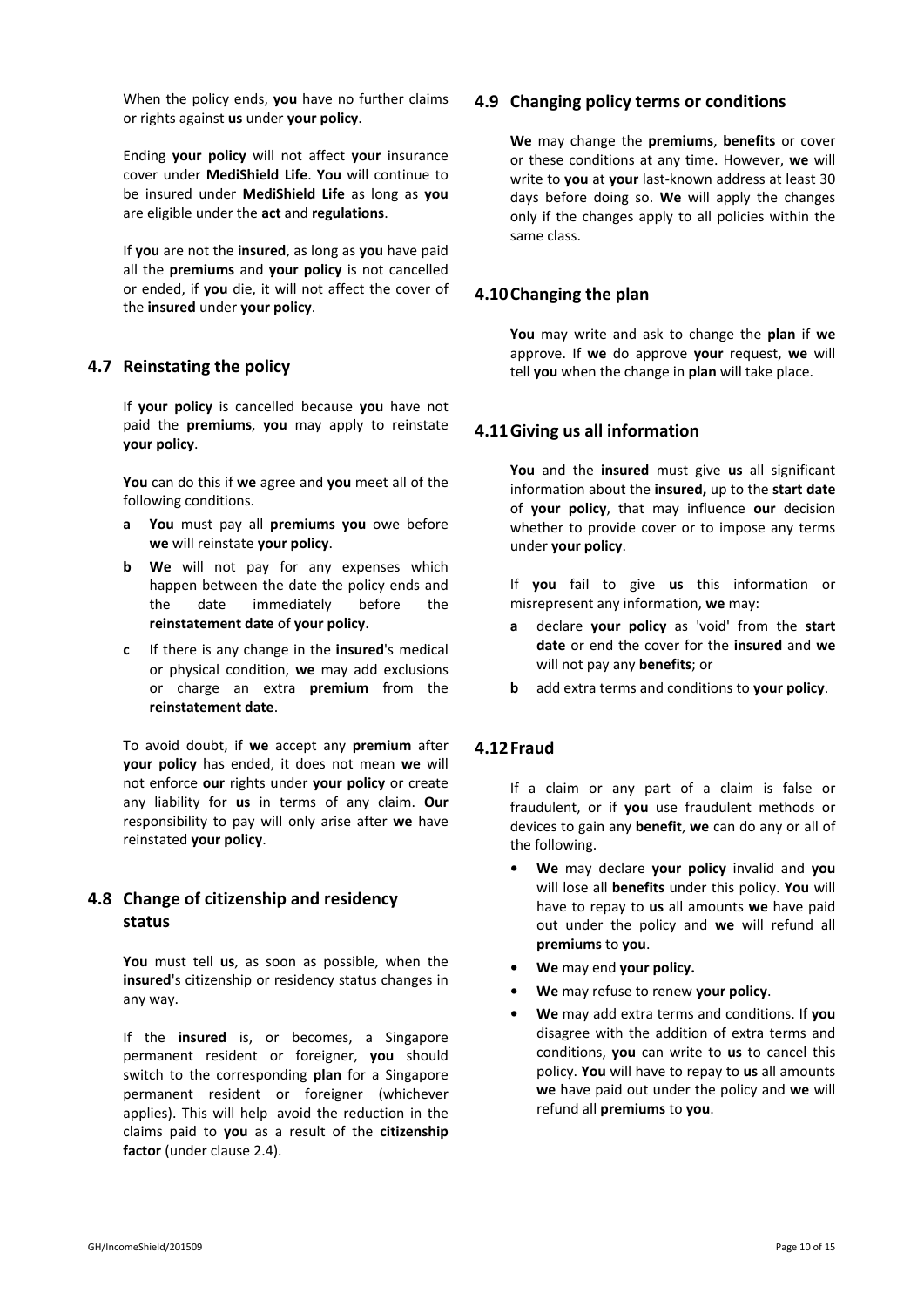When the policy ends, **you** have no further claims or rights against **us** under **your policy**.

Ending **your policy** will not affect **your** insurance cover under **MediShield Life**. **You** will continue to be insured under **MediShield Life** as long as **you** are eligible under the **act** and **regulations**.

If **you** are not the **insured**, as long as **you** have paid all the **premiums** and **your policy** is not cancelled or ended, if **you** die, it will not affect the cover of the **insured** under **your policy**.

## 4.7 Reinstating the policy

If **your policy** is cancelled because **you** have not paid the **premiums**, **you** may apply to reinstate **your policy**.

**You** can do this if **we** agree and **you** meet all of the following conditions.

- **a** **You** must pay all **premiums you** owe before **we** will reinstate **your policy**.
- **b** **We** will not pay for any expenses which happen between the date the policy ends and the date immediately before the **reinstatement date** of **your policy**.
- **c** If there is any change in the **insured**'s medical or physical condition, **we** may add exclusions or charge an extra **premium** from the **reinstatement date**.

To avoid doubt, if **we** accept any **premium** after **your policy** has ended, it does not mean **we** will not enforce **our** rights under **your policy** or create any liability for **us** in terms of any claim. **Our** responsibility to pay will only arise after **we** have reinstated **your policy**.

## 4.8 Change of citizenship and residency status

**You** must tell **us**, as soon as possible, when the **insured**'s citizenship or residency status changes in any way.

If the **insured** is, or becomes, a Singapore permanent resident or foreigner, **you** should switch to the corresponding **plan** for a Singapore permanent resident or foreigner (whichever applies). This will help avoid the reduction in the claims paid to **you** as a result of the **citizenship factor** (under clause 2.4).

## 4.9 Changing policy terms or conditions

**We** may change the **premiums**, **benefits** or cover or these conditions at any time. However, **we** will write to **you** at **your** last-known address at least 30 days before doing so. **We** will apply the changes only if the changes apply to all policies within the same class.

## 4.10 Changing the plan

**You** may write and ask to change the **plan** if **we** approve. If **we** do approve **your** request, **we** will tell **you** when the change in **plan** will take place.

## 4.11 Giving us all information

**You** and the **insured** must give **us** all significant information about the **insured,** up to the **start date** of **your policy**, that may influence **our** decision whether to provide cover or to impose any terms under **your policy**.

If **you** fail to give **us** this information or misrepresent any information, **we** may:

- **a** declare **your policy** as 'void' from the **start date** or end the cover for the **insured** and **we** will not pay any **benefits**; or
- **b** add extra terms and conditions to **your policy**.

## 4.12 Fraud

If a claim or any part of a claim is false or fraudulent, or if **you** use fraudulent methods or devices to gain any **benefit**, **we** can do any or all of the following.

- **We** may declare **your policy** invalid and **you** will lose all **benefits** under this policy. **You** will have to repay to **us** all amounts **we** have paid out under the policy and **we** will refund all **premiums** to **you**.
- **We** may end **your policy.**
- **We** may refuse to renew **your policy**.
- **We** may add extra terms and conditions. If **you** disagree with the addition of extra terms and conditions, **you** can write to **us** to cancel this policy. **You** will have to repay to **us** all amounts **we** have paid out under the policy and **we** will refund all **premiums** to **you**.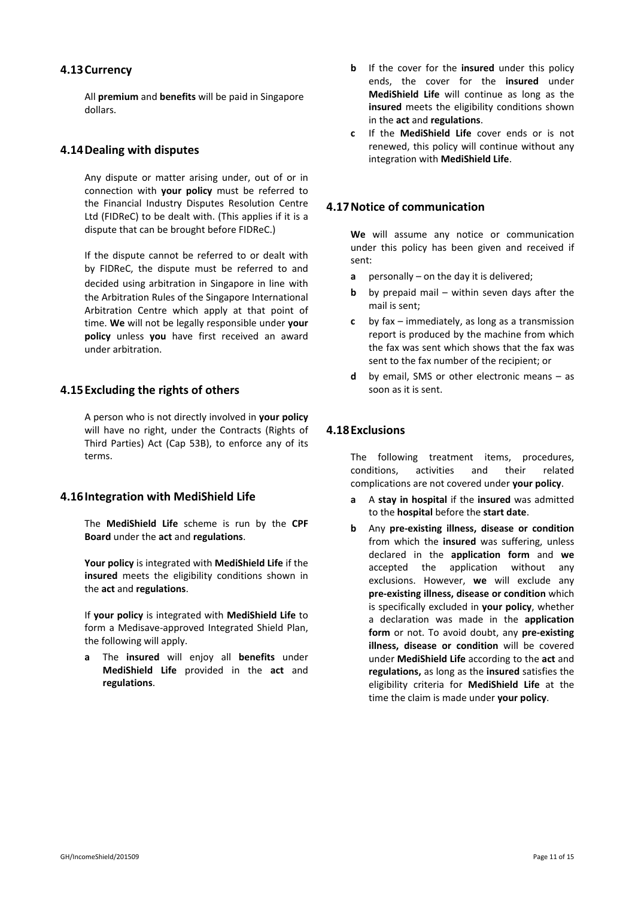## 4.13 Currency

All **premium** and **benefits** will be paid in Singapore dollars.

## 4.14 Dealing with disputes

Any dispute or matter arising under, out of or in connection with **your policy** must be referred to the Financial Industry Disputes Resolution Centre Ltd (FIDReC) to be dealt with. (This applies if it is a dispute that can be brought before FIDReC.)

If the dispute cannot be referred to or dealt with by FIDReC, the dispute must be referred to and decided using arbitration in Singapore in line with the Arbitration Rules of the Singapore International Arbitration Centre which apply at that point of time. **We** will not be legally responsible under **your policy** unless **you** have first received an award under arbitration.

## 4.15 Excluding the rights of others

A person who is not directly involved in **your policy** will have no right, under the Contracts (Rights of Third Parties) Act (Cap 53B), to enforce any of its terms.

## 4.16 Integration with MediShield Life

The **MediShield Life** scheme is run by the **CPF Board** under the **act** and **regulations**.

**Your policy** is integrated with **MediShield Life** if the **insured** meets the eligibility conditions shown in the **act** and **regulations**.

If **your policy** is integrated with **MediShield Life** to form a Medisave-approved Integrated Shield Plan, the following will apply.

- **a** The **insured** will enjoy all **benefits** under **MediShield Life** provided in the **act** and **regulations**.
- **b** If the cover for the **insured** under this policy ends, the cover for the **insured** under **MediShield Life** will continue as long as the **insured** meets the eligibility conditions shown in the **act** and **regulations**.
- **c** If the **MediShield Life** cover ends or is not renewed, this policy will continue without any integration with **MediShield Life**.

## 4.17 Notice of communication

**We** will assume any notice or communication under this policy has been given and received if sent:

- **a** personally – on the day it is delivered;
- **b** by prepaid mail – within seven days after the mail is sent;
- **c** by fax – immediately, as long as a transmission report is produced by the machine from which the fax was sent which shows that the fax was sent to the fax number of the recipient; or
- **d** by email, SMS or other electronic means – as soon as it is sent.

## 4.18 Exclusions

The following treatment items, procedures, conditions, activities and their related complications are not covered under **your policy**.

- **a** A **stay in hospital** if the **insured** was admitted to the **hospital** before the **start date**.
- **b** Any **pre-existing illness, disease or condition** from which the **insured** was suffering, unless declared in the **application form** and **we** accepted the application without any exclusions. However, **we** will exclude any **pre-existing illness, disease or condition** which is specifically excluded in **your policy**, whether a declaration was made in the **application form** or not. To avoid doubt, any **pre-existing illness, disease or condition** will be covered under **MediShield Life** according to the **act** and **regulations,** as long as the **insured** satisfies the eligibility criteria for **MediShield Life** at the time the claim is made under **your policy**.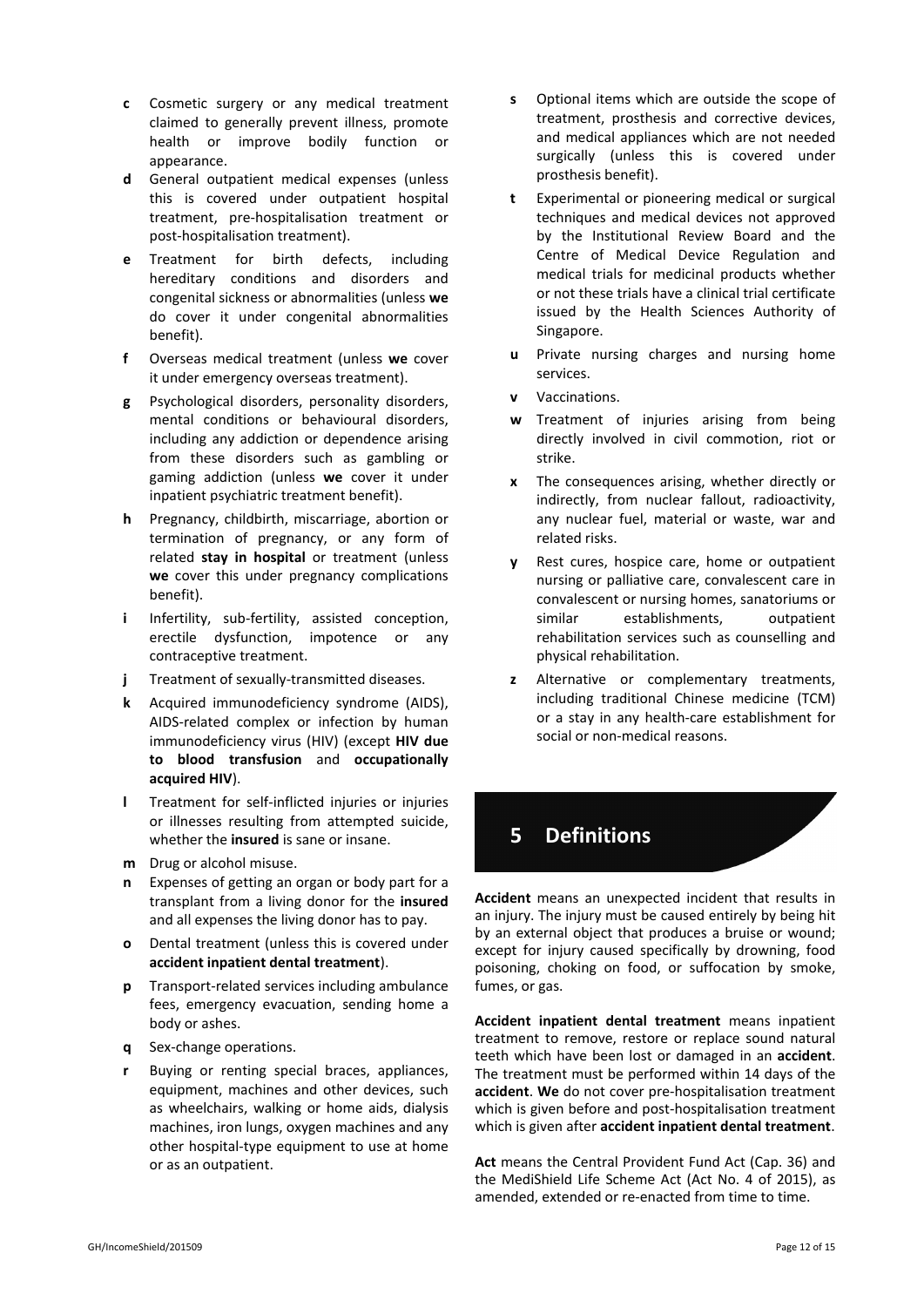**c** Cosmetic surgery or any medical treatment claimed to generally prevent illness, promote health or improve bodily function or appearance.

**d** General outpatient medical expenses (unless this is covered under outpatient hospital treatment, pre-hospitalisation treatment or post-hospitalisation treatment).

**e** Treatment for birth defects, including hereditary conditions and disorders and congenital sickness or abnormalities (unless **we** do cover it under congenital abnormalities benefit).

**f** Overseas medical treatment (unless **we** cover it under emergency overseas treatment).

**g** Psychological disorders, personality disorders, mental conditions or behavioural disorders, including any addiction or dependence arising from these disorders such as gambling or gaming addiction (unless **we** cover it under inpatient psychiatric treatment benefit).

**h** Pregnancy, childbirth, miscarriage, abortion or termination of pregnancy, or any form of related **stay in hospital** or treatment (unless **we** cover this under pregnancy complications benefit).

**i** Infertility, sub-fertility, assisted conception, erectile dysfunction, impotence or any contraceptive treatment.

**j** Treatment of sexually-transmitted diseases.

**k** Acquired immunodeficiency syndrome (AIDS), AIDS-related complex or infection by human immunodeficiency virus (HIV) (except **HIV due to blood transfusion** and **occupationally acquired HIV**).

**l** Treatment for self-inflicted injuries or injuries or illnesses resulting from attempted suicide, whether the **insured** is sane or insane.

**m** Drug or alcohol misuse.

**n** Expenses of getting an organ or body part for a transplant from a living donor for the **insured** and all expenses the living donor has to pay.

**o** Dental treatment (unless this is covered under **accident inpatient dental treatment**).

**p** Transport-related services including ambulance fees, emergency evacuation, sending home a body or ashes.

**q** Sex-change operations.

**r** Buying or renting special braces, appliances, equipment, machines and other devices, such as wheelchairs, walking or home aids, dialysis machines, iron lungs, oxygen machines and any other hospital-type equipment to use at home or as an outpatient.

**s** Optional items which are outside the scope of treatment, prosthesis and corrective devices, and medical appliances which are not needed surgically (unless this is covered under prosthesis benefit).

**t** Experimental or pioneering medical or surgical techniques and medical devices not approved by the Institutional Review Board and the Centre of Medical Device Regulation and medical trials for medicinal products whether or not these trials have a clinical trial certificate issued by the Health Sciences Authority of Singapore.

**u** Private nursing charges and nursing home services.

**v** Vaccinations.

**w** Treatment of injuries arising from being directly involved in civil commotion, riot or strike.

**x** The consequences arising, whether directly or indirectly, from nuclear fallout, radioactivity, any nuclear fuel, material or waste, war and related risks.

**y** Rest cures, hospice care, home or outpatient nursing or palliative care, convalescent care in convalescent or nursing homes, sanatoriums or similar establishments, outpatient rehabilitation services such as counselling and physical rehabilitation.

**z** Alternative or complementary treatments, including traditional Chinese medicine (TCM) or a stay in any health-care establishment for social or non-medical reasons.

# 5 Definitions

**Accident** means an unexpected incident that results in an injury. The injury must be caused entirely by being hit by an external object that produces a bruise or wound; except for injury caused specifically by drowning, food poisoning, choking on food, or suffocation by smoke, fumes, or gas.

**Accident inpatient dental treatment** means inpatient treatment to remove, restore or replace sound natural teeth which have been lost or damaged in an **accident**. The treatment must be performed within 14 days of the **accident**. **We** do not cover pre-hospitalisation treatment which is given before and post-hospitalisation treatment which is given after **accident inpatient dental treatment**.

**Act** means the Central Provident Fund Act (Cap. 36) and the MediShield Life Scheme Act (Act No. 4 of 2015), as amended, extended or re-enacted from time to time.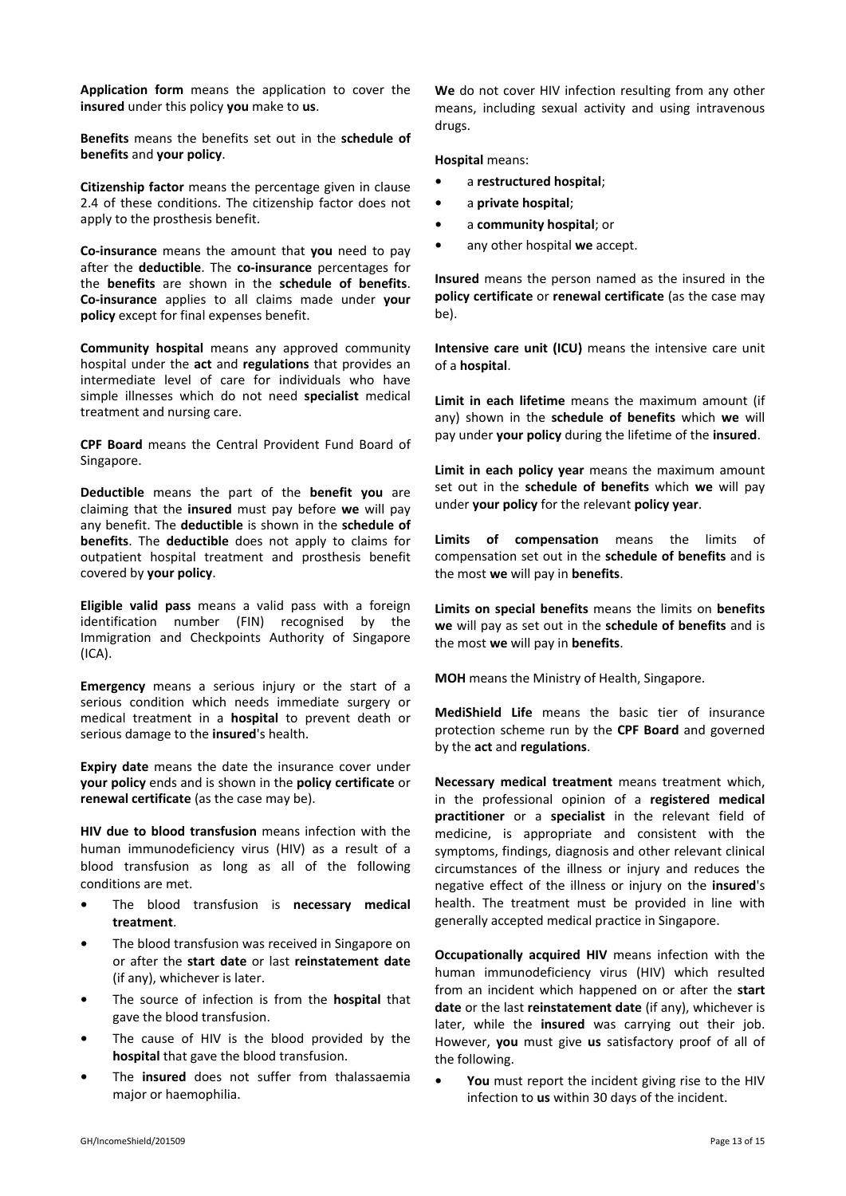**Application form** means the application to cover the **insured** under this policy **you** make to **us**.

**Benefits** means the benefits set out in the **schedule of benefits** and **your policy**.

**Citizenship factor** means the percentage given in clause 2.4 of these conditions. The citizenship factor does not apply to the prosthesis benefit.

**Co-insurance** means the amount that **you** need to pay after the **deductible**. The **co-insurance** percentages for the **benefits** are shown in the **schedule of benefits**. **Co-insurance** applies to all claims made under **your policy** except for final expenses benefit.

**Community hospital** means any approved community hospital under the **act** and **regulations** that provides an intermediate level of care for individuals who have simple illnesses which do not need **specialist** medical treatment and nursing care.

**CPF Board** means the Central Provident Fund Board of Singapore.

**Deductible** means the part of the **benefit you** are claiming that the **insured** must pay before **we** will pay any benefit. The **deductible** is shown in the **schedule of benefits**. The **deductible** does not apply to claims for outpatient hospital treatment and prosthesis benefit covered by **your policy**.

**Eligible valid pass** means a valid pass with a foreign identification number (FIN) recognised by the Immigration and Checkpoints Authority of Singapore (ICA).

**Emergency** means a serious injury or the start of a serious condition which needs immediate surgery or medical treatment in a **hospital** to prevent death or serious damage to the **insured**'s health.

**Expiry date** means the date the insurance cover under **your policy** ends and is shown in the **policy certificate** or **renewal certificate** (as the case may be).

**HIV due to blood transfusion** means infection with the human immunodeficiency virus (HIV) as a result of a blood transfusion as long as all of the following conditions are met.

- The blood transfusion is **necessary medical treatment**.
- The blood transfusion was received in Singapore on or after the **start date** or last **reinstatement date** (if any), whichever is later.
- The source of infection is from the **hospital** that gave the blood transfusion.
- The cause of HIV is the blood provided by the **hospital** that gave the blood transfusion.
- The **insured** does not suffer from thalassaemia major or haemophilia.

**We** do not cover HIV infection resulting from any other means, including sexual activity and using intravenous drugs.

**Hospital** means:

- a **restructured hospital**;
- a **private hospital**;
- a **community hospital**; or
- any other hospital **we** accept.

**Insured** means the person named as the insured in the **policy certificate** or **renewal certificate** (as the case may be).

**Intensive care unit (ICU)** means the intensive care unit of a **hospital**.

**Limit in each lifetime** means the maximum amount (if any) shown in the **schedule of benefits** which **we** will pay under **your policy** during the lifetime of the **insured**.

**Limit in each policy year** means the maximum amount set out in the **schedule of benefits** which **we** will pay under **your policy** for the relevant **policy year**.

**Limits of compensation** means the limits of compensation set out in the **schedule of benefits** and is the most **we** will pay in **benefits**.

**Limits on special benefits** means the limits on **benefits we** will pay as set out in the **schedule of benefits** and is the most **we** will pay in **benefits**.

**MOH** means the Ministry of Health, Singapore.

**MediShield Life** means the basic tier of insurance protection scheme run by the **CPF Board** and governed by the **act** and **regulations**.

**Necessary medical treatment** means treatment which, in the professional opinion of a **registered medical practitioner** or a **specialist** in the relevant field of medicine, is appropriate and consistent with the symptoms, findings, diagnosis and other relevant clinical circumstances of the illness or injury and reduces the negative effect of the illness or injury on the **insured**'s health. The treatment must be provided in line with generally accepted medical practice in Singapore.

**Occupationally acquired HIV** means infection with the human immunodeficiency virus (HIV) which resulted from an incident which happened on or after the **start date** or the last **reinstatement date** (if any), whichever is later, while the **insured** was carrying out their job. However, **you** must give **us** satisfactory proof of all of the following.

- **You** must report the incident giving rise to the HIV infection to **us** within 30 days of the incident.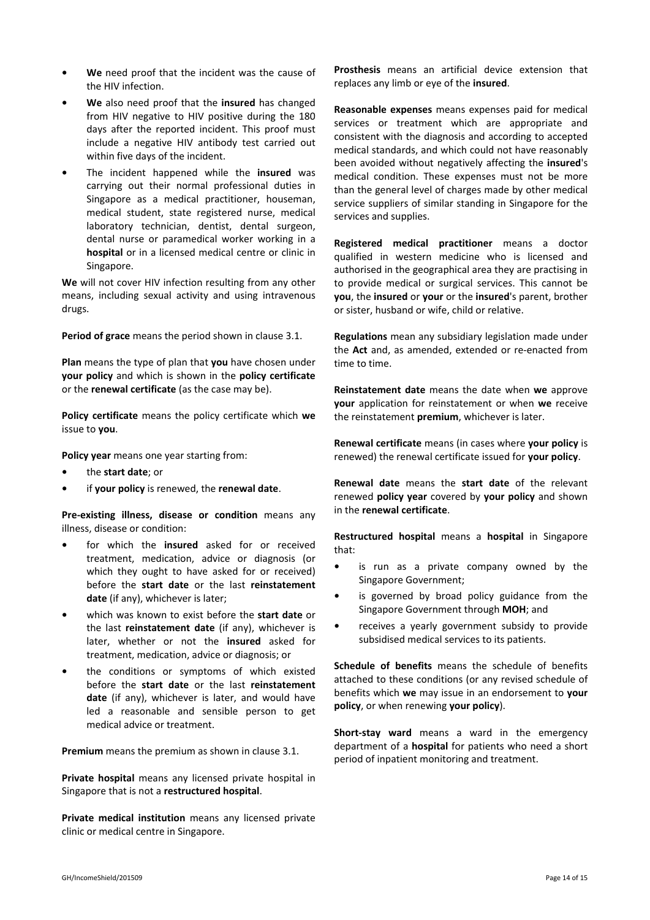- **We** need proof that the incident was the cause of the HIV infection.
- **We** also need proof that the **insured** has changed from HIV negative to HIV positive during the 180 days after the reported incident. This proof must include a negative HIV antibody test carried out within five days of the incident.
- The incident happened while the **insured** was carrying out their normal professional duties in Singapore as a medical practitioner, houseman, medical student, state registered nurse, medical laboratory technician, dentist, dental surgeon, dental nurse or paramedical worker working in a **hospital** or in a licensed medical centre or clinic in Singapore.

**We** will not cover HIV infection resulting from any other means, including sexual activity and using intravenous drugs.

**Period of grace** means the period shown in clause 3.1.

**Plan** means the type of plan that **you** have chosen under **your policy** and which is shown in the **policy certificate** or the **renewal certificate** (as the case may be).

**Policy certificate** means the policy certificate which **we** issue to **you**.

**Policy year** means one year starting from:

- the **start date**; or
- if **your policy** is renewed, the **renewal date**.

**Pre-existing illness, disease or condition** means any illness, disease or condition:

- for which the **insured** asked for or received treatment, medication, advice or diagnosis (or which they ought to have asked for or received) before the **start date** or the last **reinstatement date** (if any), whichever is later;
- which was known to exist before the **start date** or the last **reinstatement date** (if any), whichever is later, whether or not the **insured** asked for treatment, medication, advice or diagnosis; or
- the conditions or symptoms of which existed before the **start date** or the last **reinstatement date** (if any), whichever is later, and would have led a reasonable and sensible person to get medical advice or treatment.

**Premium** means the premium as shown in clause 3.1.

**Private hospital** means any licensed private hospital in Singapore that is not a **restructured hospital**.

**Private medical institution** means any licensed private clinic or medical centre in Singapore.

**Prosthesis** means an artificial device extension that replaces any limb or eye of the **insured**.

**Reasonable expenses** means expenses paid for medical services or treatment which are appropriate and consistent with the diagnosis and according to accepted medical standards, and which could not have reasonably been avoided without negatively affecting the **insured**'s medical condition. These expenses must not be more than the general level of charges made by other medical service suppliers of similar standing in Singapore for the services and supplies.

**Registered medical practitioner** means a doctor qualified in western medicine who is licensed and authorised in the geographical area they are practising in to provide medical or surgical services. This cannot be **you**, the **insured** or **your** or the **insured**'s parent, brother or sister, husband or wife, child or relative.

**Regulations** mean any subsidiary legislation made under the **Act** and, as amended, extended or re-enacted from time to time.

**Reinstatement date** means the date when **we** approve **your** application for reinstatement or when **we** receive the reinstatement **premium**, whichever is later.

**Renewal certificate** means (in cases where **your policy** is renewed) the renewal certificate issued for **your policy**.

**Renewal date** means the **start date** of the relevant renewed **policy year** covered by **your policy** and shown in the **renewal certificate**.

**Restructured hospital** means a **hospital** in Singapore that:

- is run as a private company owned by the Singapore Government;
- is governed by broad policy guidance from the Singapore Government through **MOH**; and
- receives a yearly government subsidy to provide subsidised medical services to its patients.

**Schedule of benefits** means the schedule of benefits attached to these conditions (or any revised schedule of benefits which **we** may issue in an endorsement to **your policy**, or when renewing **your policy**).

**Short-stay ward** means a ward in the emergency department of a **hospital** for patients who need a short period of inpatient monitoring and treatment.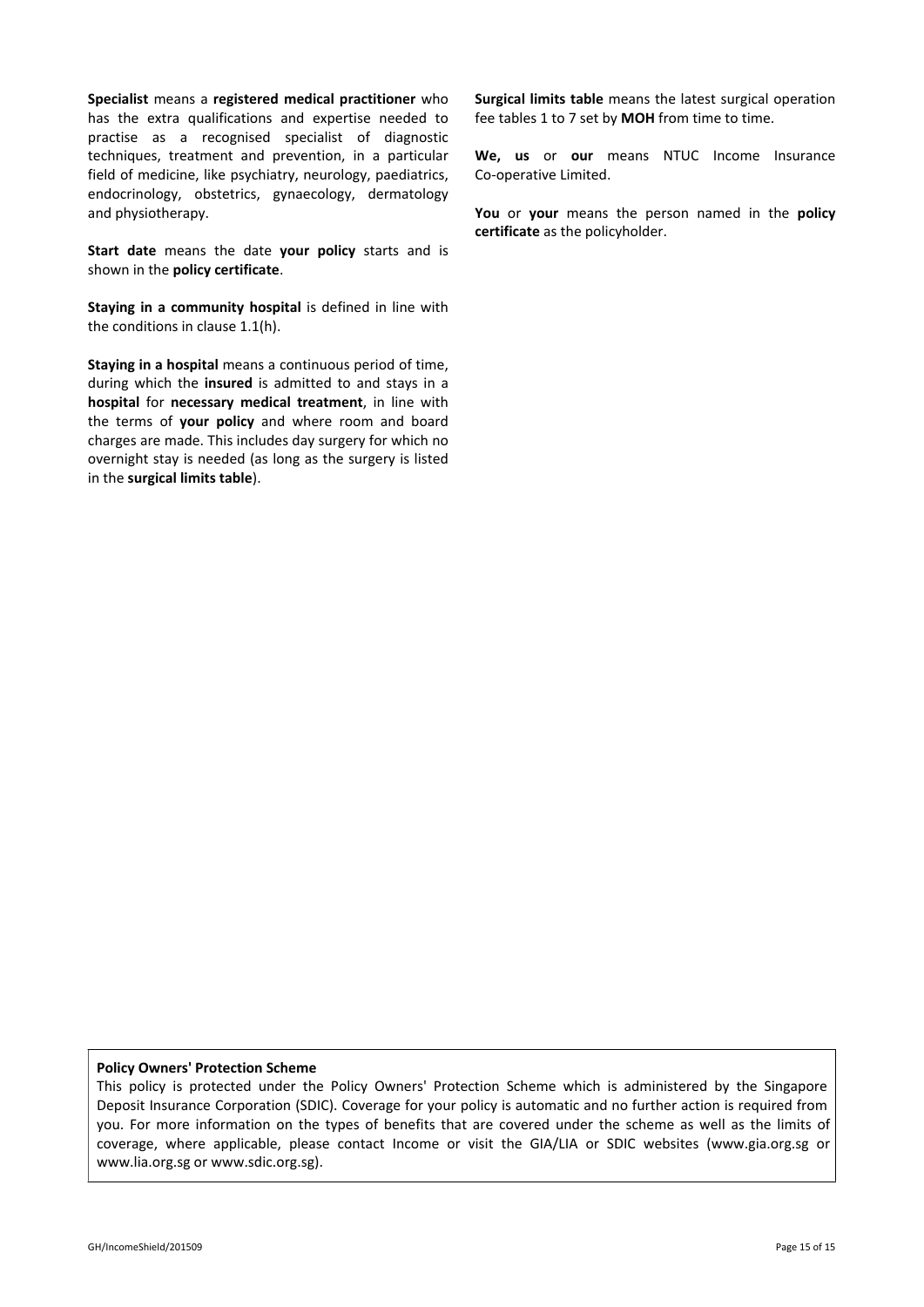**Specialist** means a **registered medical practitioner** who has the extra qualifications and expertise needed to practise as a recognised specialist of diagnostic techniques, treatment and prevention, in a particular field of medicine, like psychiatry, neurology, paediatrics, endocrinology, obstetrics, gynaecology, dermatology and physiotherapy.

**Start date** means the date **your policy** starts and is shown in the **policy certificate**.

**Staying in a community hospital** is defined in line with the conditions in clause 1.1(h).

**Staying in a hospital** means a continuous period of time, during which the **insured** is admitted to and stays in a **hospital** for **necessary medical treatment**, in line with the terms of **your policy** and where room and board charges are made. This includes day surgery for which no overnight stay is needed (as long as the surgery is listed in the **surgical limits table**).

**Surgical limits table** means the latest surgical operation fee tables 1 to 7 set by **MOH** from time to time.

**We, us** or **our** means NTUC Income Insurance Co-operative Limited.

**You** or **your** means the person named in the **policy certificate** as the policyholder.

**Policy Owners' Protection Scheme**

This policy is protected under the Policy Owners' Protection Scheme which is administered by the Singapore Deposit Insurance Corporation (SDIC). Coverage for your policy is automatic and no further action is required from you. For more information on the types of benefits that are covered under the scheme as well as the limits of coverage, where applicable, please contact Income or visit the GIA/LIA or SDIC websites (www.gia.org.sg or www.lia.org.sg or www.sdic.org.sg).